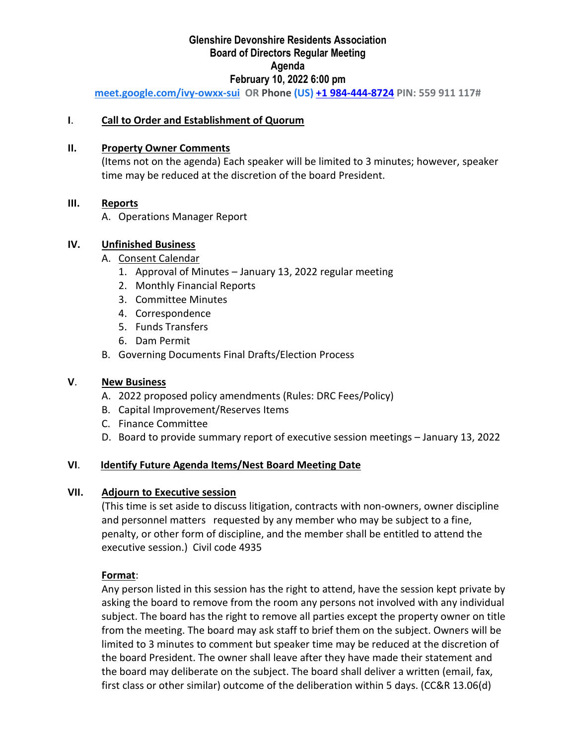# Glenshire Devonshire Residents Association
## Board of Directors Regular Meeting
## Agenda
## February 10, 2022 6:00 pm

**meet.google.com/ivy-owxx-sui OR Phone (US) +1 984-444-8724 PIN: 559 911 117#**

**I. Call to Order and Establishment of Quorum**

**II. Property Owner Comments**

(Items not on the agenda) Each speaker will be limited to 3 minutes; however, speaker time may be reduced at the discretion of the board President.

**III. Reports**

A. Operations Manager Report

**IV. Unfinished Business**

A. Consent Calendar
   1. Approval of Minutes – January 13, 2022 regular meeting
   2. Monthly Financial Reports
   3. Committee Minutes
   4. Correspondence
   5. Funds Transfers
   6. Dam Permit

B. Governing Documents Final Drafts/Election Process

**V. New Business**

A. 2022 proposed policy amendments (Rules: DRC Fees/Policy)

B. Capital Improvement/Reserves Items

C. Finance Committee

D. Board to provide summary report of executive session meetings – January 13, 2022

**VI. Identify Future Agenda Items/Nest Board Meeting Date**

**VII. Adjourn to Executive session**

(This time is set aside to discuss litigation, contracts with non-owners, owner discipline and personnel matters requested by any member who may be subject to a fine, penalty, or other form of discipline, and the member shall be entitled to attend the executive session.) Civil code 4935

**Format**:

Any person listed in this session has the right to attend, have the session kept private by asking the board to remove from the room any persons not involved with any individual subject. The board has the right to remove all parties except the property owner on title from the meeting. The board may ask staff to brief them on the subject. Owners will be limited to 3 minutes to comment but speaker time may be reduced at the discretion of the board President. The owner shall leave after they have made their statement and the board may deliberate on the subject. The board shall deliver a written (email, fax, first class or other similar) outcome of the deliberation within 5 days. (CC&R 13.06(d)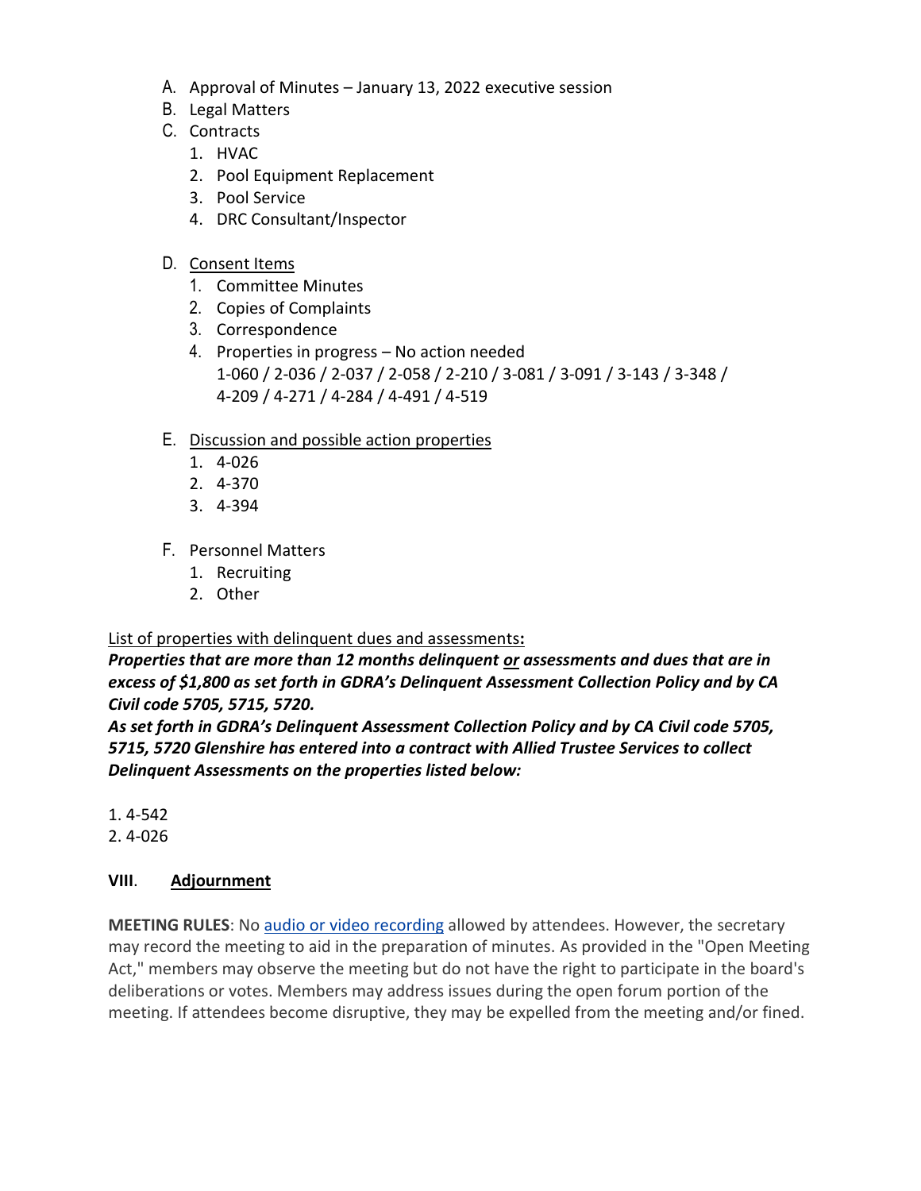A. Approval of Minutes – January 13, 2022 executive session
B. Legal Matters
C. Contracts
   1. HVAC
   2. Pool Equipment Replacement
   3. Pool Service
   4. DRC Consultant/Inspector

D. <u>Consent Items</u>
   1. Committee Minutes
   2. Copies of Complaints
   3. Correspondence
   4. Properties in progress – No action needed
      1-060 / 2-036 / 2-037 / 2-058 / 2-210 / 3-081 / 3-091 / 3-143 / 3-348 / 4-209 / 4-271 / 4-284 / 4-491 / 4-519

E. <u>Discussion and possible action properties</u>
   1. 4-026
   2. 4-370
   3. 4-394

F. Personnel Matters
   1. Recruiting
   2. Other

<u>List of properties with delinquent dues and assessments</u>**:**

***Properties that are more than 12 months delinquent <u>or</u> assessments and dues that are in excess of $1,800 as set forth in GDRA's Delinquent Assessment Collection Policy and by CA Civil code 5705, 5715, 5720.***

***As set forth in GDRA's Delinquent Assessment Collection Policy and by CA Civil code 5705, 5715, 5720 Glenshire has entered into a contract with Allied Trustee Services to collect Delinquent Assessments on the properties listed below:***

1. 4-542
2. 4-026

## VIII. <u>Adjournment</u>

**MEETING RULES**: No audio or video recording allowed by attendees. However, the secretary may record the meeting to aid in the preparation of minutes. As provided in the "Open Meeting Act," members may observe the meeting but do not have the right to participate in the board's deliberations or votes. Members may address issues during the open forum portion of the meeting. If attendees become disruptive, they may be expelled from the meeting and/or fined.